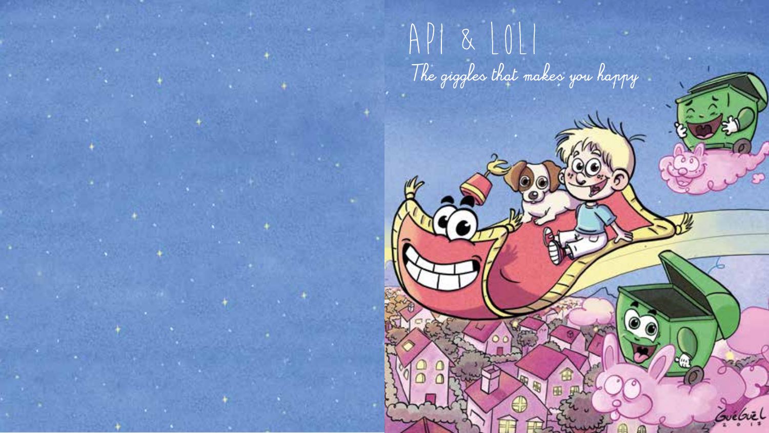# API & LOLI

The giggles that makes you happy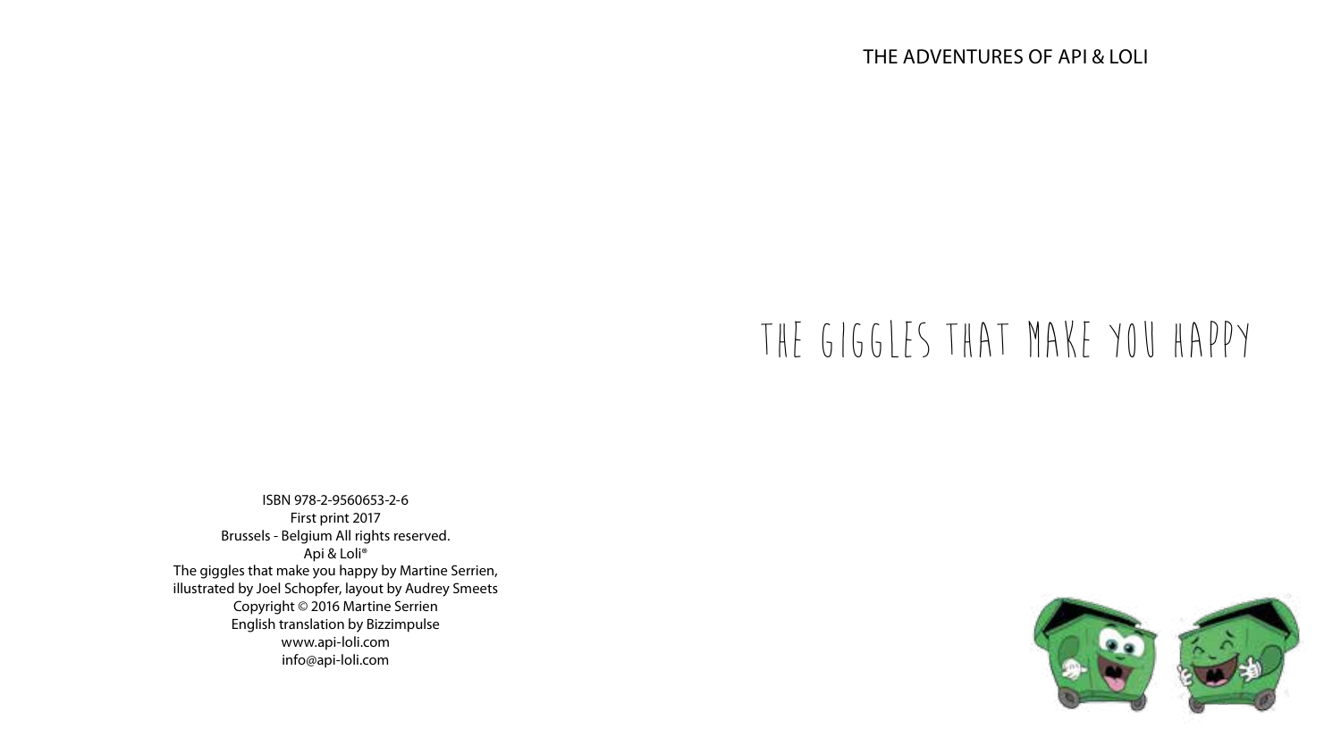THE ADVENTURES OF API & LOLI

# THE GIGGLES THAT MAKE YOU HAPPY

ISBN 978-2-9560653-2-6
First print 2017
Brussels - Belgium All rights reserved.
Api & Loli®
The giggles that make you happy by Martine Serrien,
illustrated by Joel Schopfer, layout by Audrey Smeets
Copyright © 2016 Martine Serrien
English translation by Bizzimpulse
www.api-loli.com
info@api-loli.com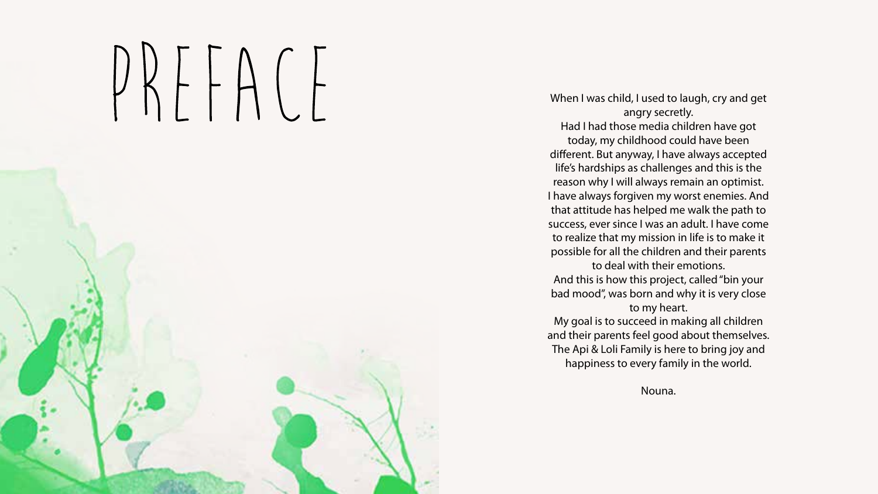# PREFACE

When I was child, I used to laugh, cry and get angry secretly.
Had I had those media children have got today, my childhood could have been different. But anyway, I have always accepted life's hardships as challenges and this is the reason why I will always remain an optimist.
I have always forgiven my worst enemies. And that attitude has helped me walk the path to success, ever since I was an adult. I have come to realize that my mission in life is to make it possible for all the children and their parents to deal with their emotions.
And this is how this project, called "bin your bad mood", was born and why it is very close to my heart.
My goal is to succeed in making all children and their parents feel good about themselves.
The Api & Loli Family is here to bring joy and happiness to every family in the world.

Nouna.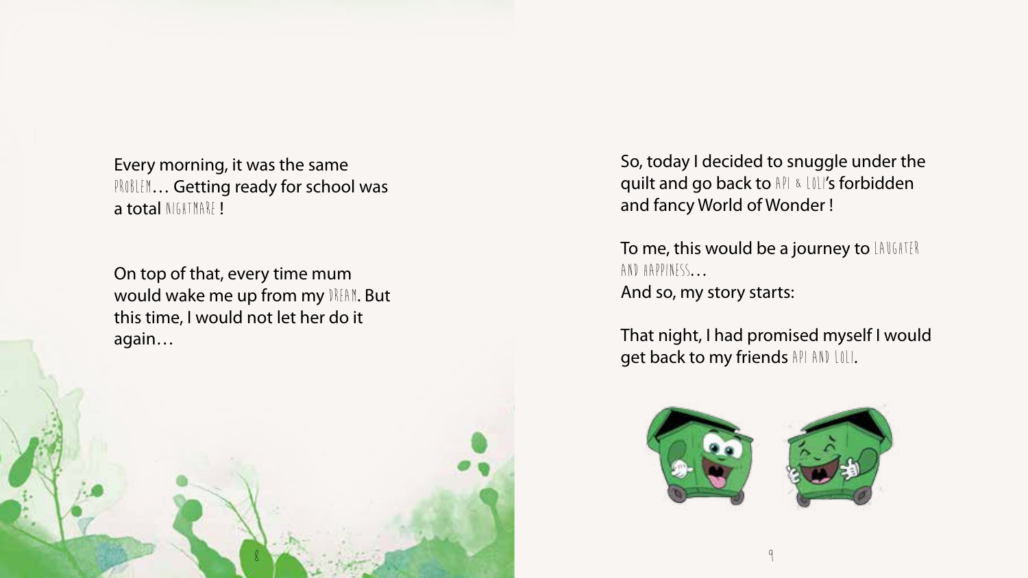Every morning, it was the same PROBLEM… Getting ready for school was a total NIGHTMARE !

On top of that, every time mum would wake me up from my DREAM. But this time, I would not let her do it again…

So, today I decided to snuggle under the quilt and go back to API & LOLI's forbidden and fancy World of Wonder !

To me, this would be a journey to LAUGHTER AND HAPPINESS…
And so, my story starts:

That night, I had promised myself I would get back to my friends API AND LOLI.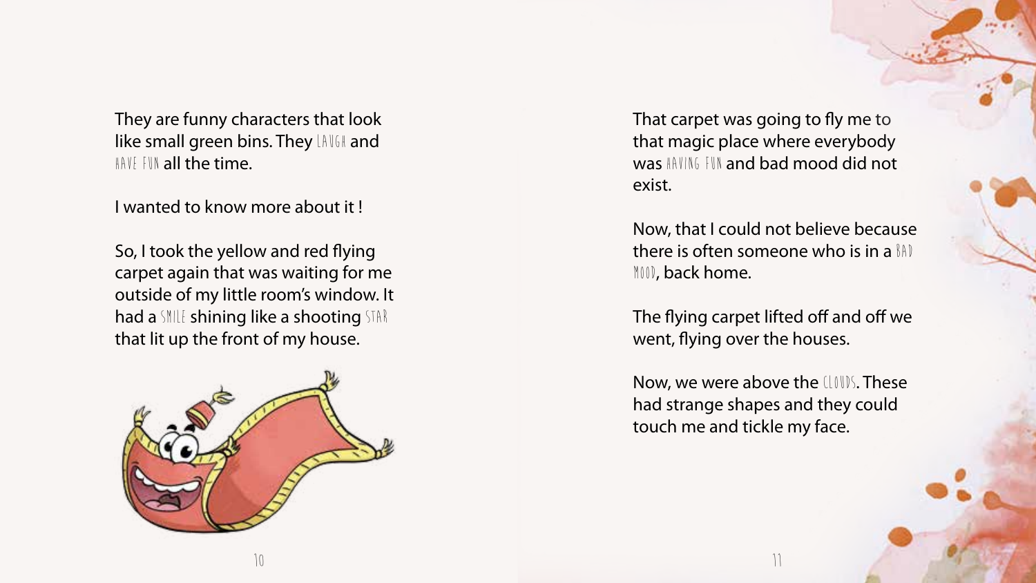They are funny characters that look like small green bins. They LAUGH and HAVE FUN all the time.

I wanted to know more about it !

So, I took the yellow and red flying carpet again that was waiting for me outside of my little room's window. It had a SMILE shining like a shooting STAR that lit up the front of my house.

That carpet was going to fly me to that magic place where everybody was HAVING FUN and bad mood did not exist.

Now, that I could not believe because there is often someone who is in a BAD MOOD, back home.

The flying carpet lifted off and off we went, flying over the houses.

Now, we were above the CLOUDS. These had strange shapes and they could touch me and tickle my face.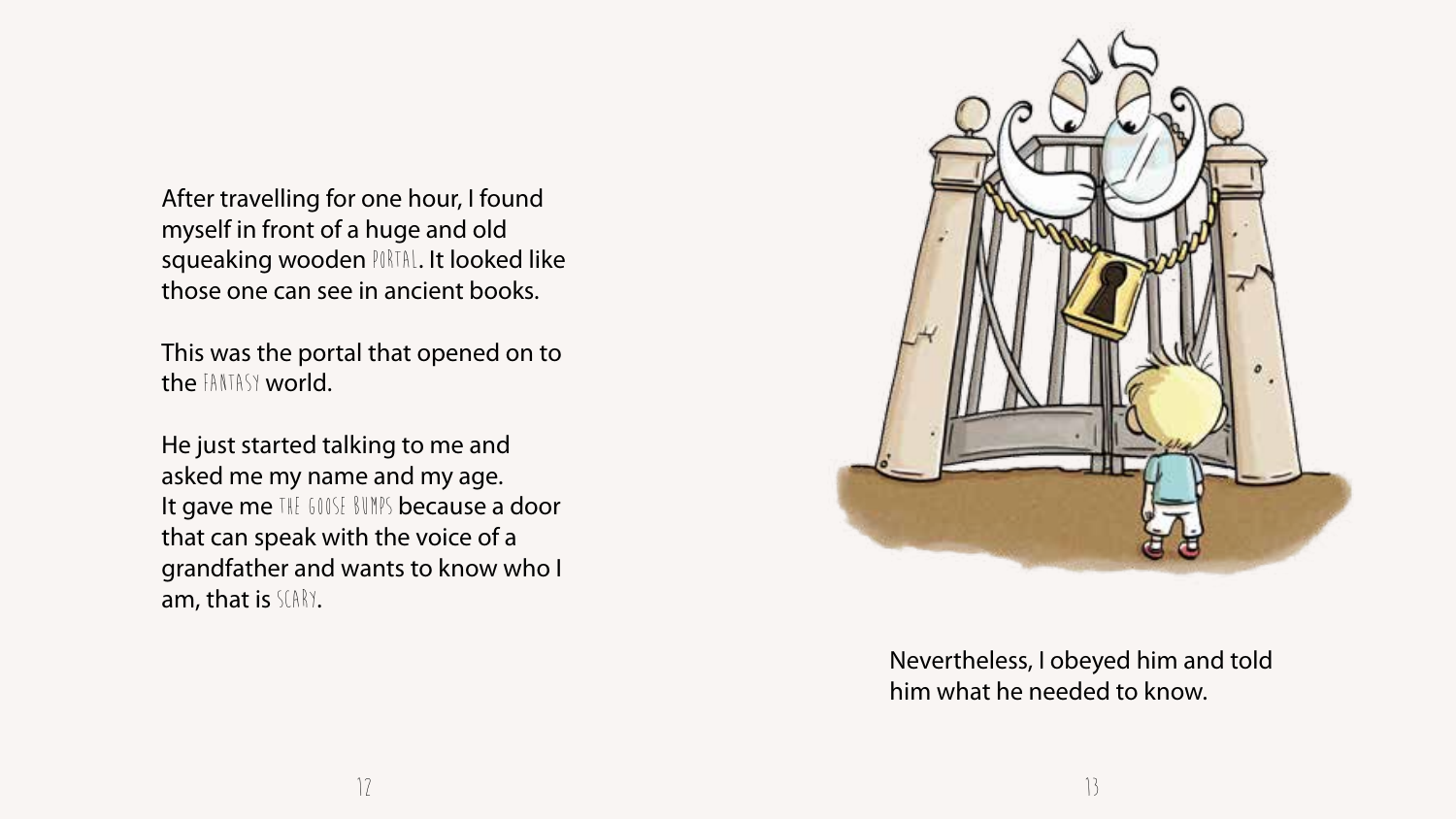After travelling for one hour, I found myself in front of a huge and old squeaking wooden PORTAL. It looked like those one can see in ancient books.

This was the portal that opened on to the FANTASY world.

He just started talking to me and asked me my name and my age. It gave me THE GOOSE BUMPS because a door that can speak with the voice of a grandfather and wants to know who I am, that is SCARY.

Nevertheless, I obeyed him and told him what he needed to know.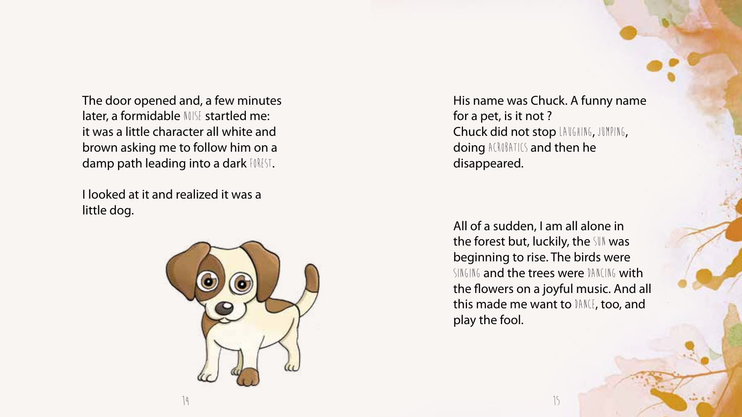The door opened and, a few minutes later, a formidable NOISE startled me: it was a little character all white and brown asking me to follow him on a damp path leading into a dark FOREST.

I looked at it and realized it was a little dog.

His name was Chuck. A funny name for a pet, is it not ?
Chuck did not stop LAUGHING, JUMPING, doing ACROBATICS and then he disappeared.

All of a sudden, I am all alone in the forest but, luckily, the SUN was beginning to rise. The birds were SINGING and the trees were DANCING with the flowers on a joyful music. And all this made me want to DANCE, too, and play the fool.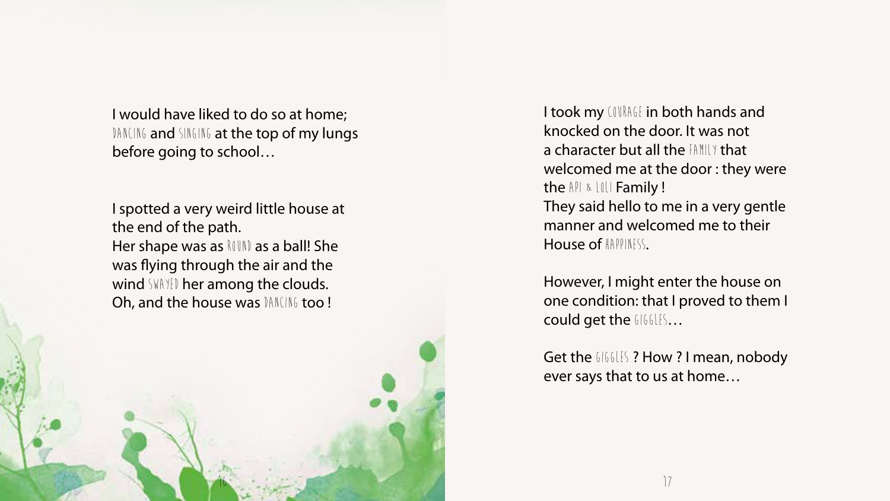I would have liked to do so at home; DANCING and SINGING at the top of my lungs before going to school…

I spotted a very weird little house at the end of the path.
Her shape was as ROUND as a ball! She was flying through the air and the wind SWAYED her among the clouds.
Oh, and the house was DANCING too !

I took my COURAGE in both hands and knocked on the door. It was not a character but all the FAMILY that welcomed me at the door : they were the API & LOLI Family !
They said hello to me in a very gentle manner and welcomed me to their House of HAPPINESS.

However, I might enter the house on one condition: that I proved to them I could get the GIGGLES…

Get the GIGGLES ? How ? I mean, nobody ever says that to us at home…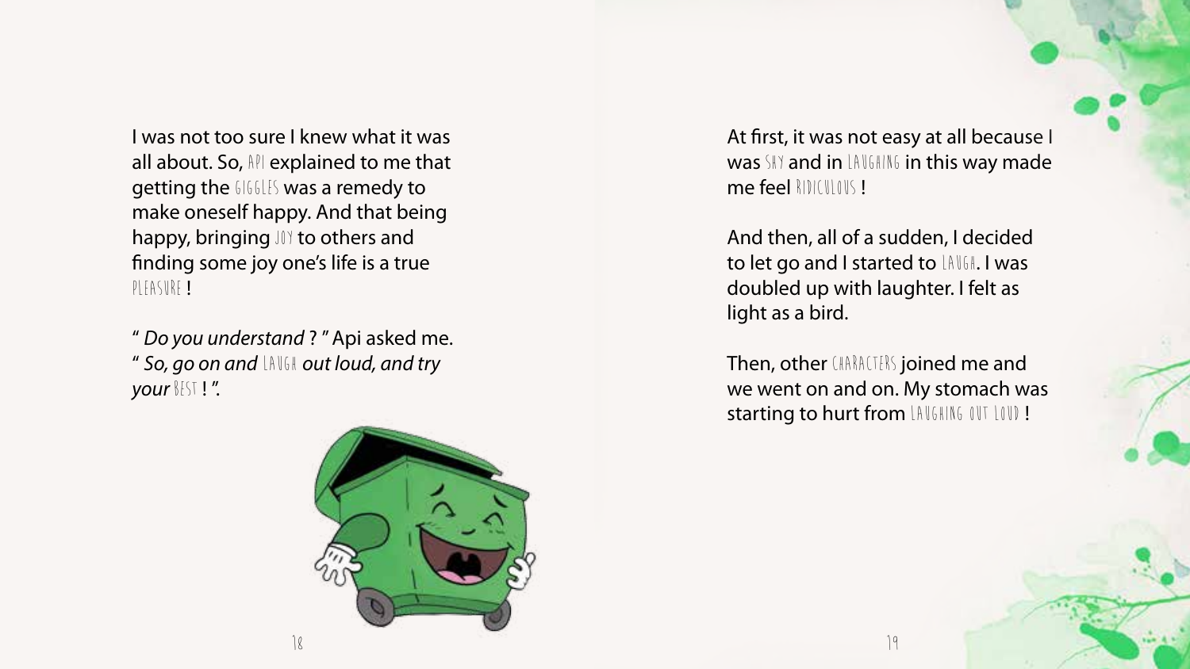I was not too sure I knew what it was all about. So, API explained to me that getting the GIGGLES was a remedy to make oneself happy. And that being happy, bringing JOY to others and finding some joy one's life is a true PLEASURE !

" *Do you understand* ? " Api asked me. " *So, go on and* LAUGH *out loud, and try your* BEST ! ".

At first, it was not easy at all because I was SHY and in LAUGHING in this way made me feel RIDICULOUS !

And then, all of a sudden, I decided to let go and I started to LAUGH. I was doubled up with laughter. I felt as light as a bird.

Then, other CHARACTERS joined me and we went on and on. My stomach was starting to hurt from LAUGHING OUT LOUD !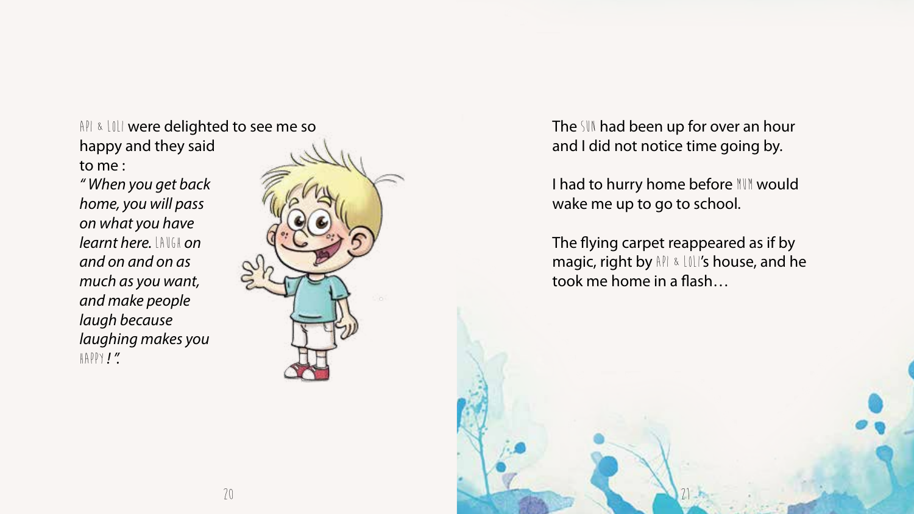Api & Loli were delighted to see me so happy and they said to me :

*" When you get back home, you will pass on what you have learnt here. Laugh on and on and on as much as you want, and make people laugh because laughing makes you happy ! ".*

The sun had been up for over an hour and I did not notice time going by.

I had to hurry home before Mum would wake me up to go to school.

The flying carpet reappeared as if by magic, right by Api & Loli's house, and he took me home in a flash…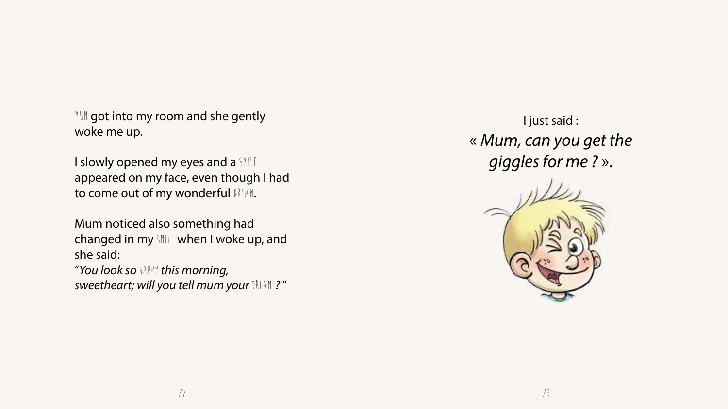MUM got into my room and she gently woke me up.

I slowly opened my eyes and a SMILE appeared on my face, even though I had to come out of my wonderful DREAM.

Mum noticed also something had changed in my SMILE when I woke up, and she said:
"*You look so* HAPPY *this morning, sweetheart; will you tell mum your* DREAM *?*"

I just said :
« *Mum, can you get the giggles for me ?* ».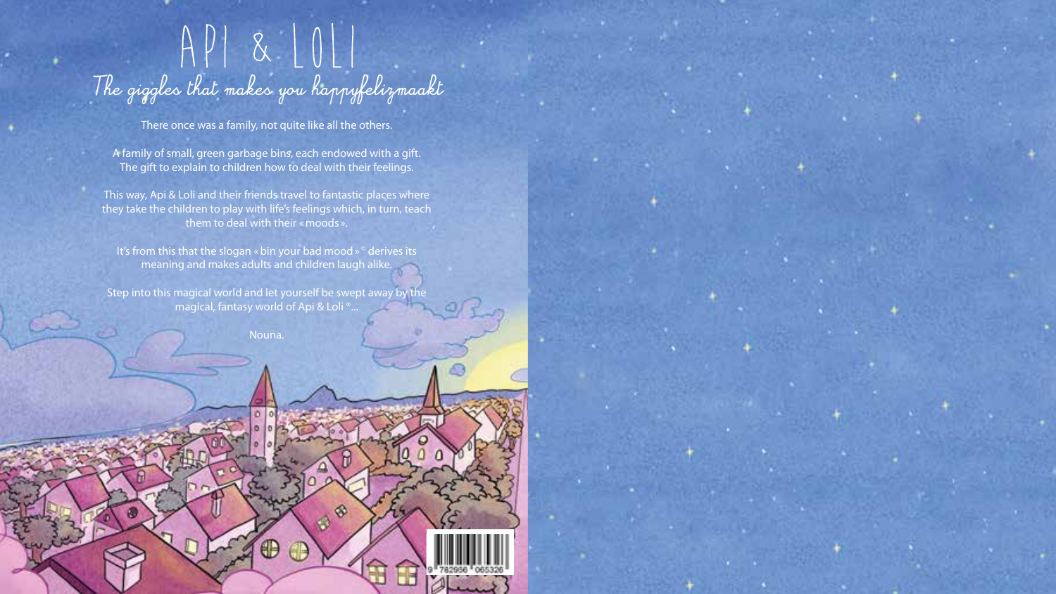# API & LOLI

## *The giggles that makes you happyfelizmaakt*

There once was a family, not quite like all the others.

A family of small, green garbage bins, each endowed with a gift. The gift to explain to children how to deal with their feelings.

This way, Api & Loli and their friends travel to fantastic places where they take the children to play with life's feelings which, in turn, teach them to deal with their « moods ».

It's from this that the slogan « bin your bad mood » © derives its meaning and makes adults and children laugh alike.

Step into this magical world and let yourself be swept away by the magical, fantasy world of Api & Loli ®...

Nouna.

9 782956 065326